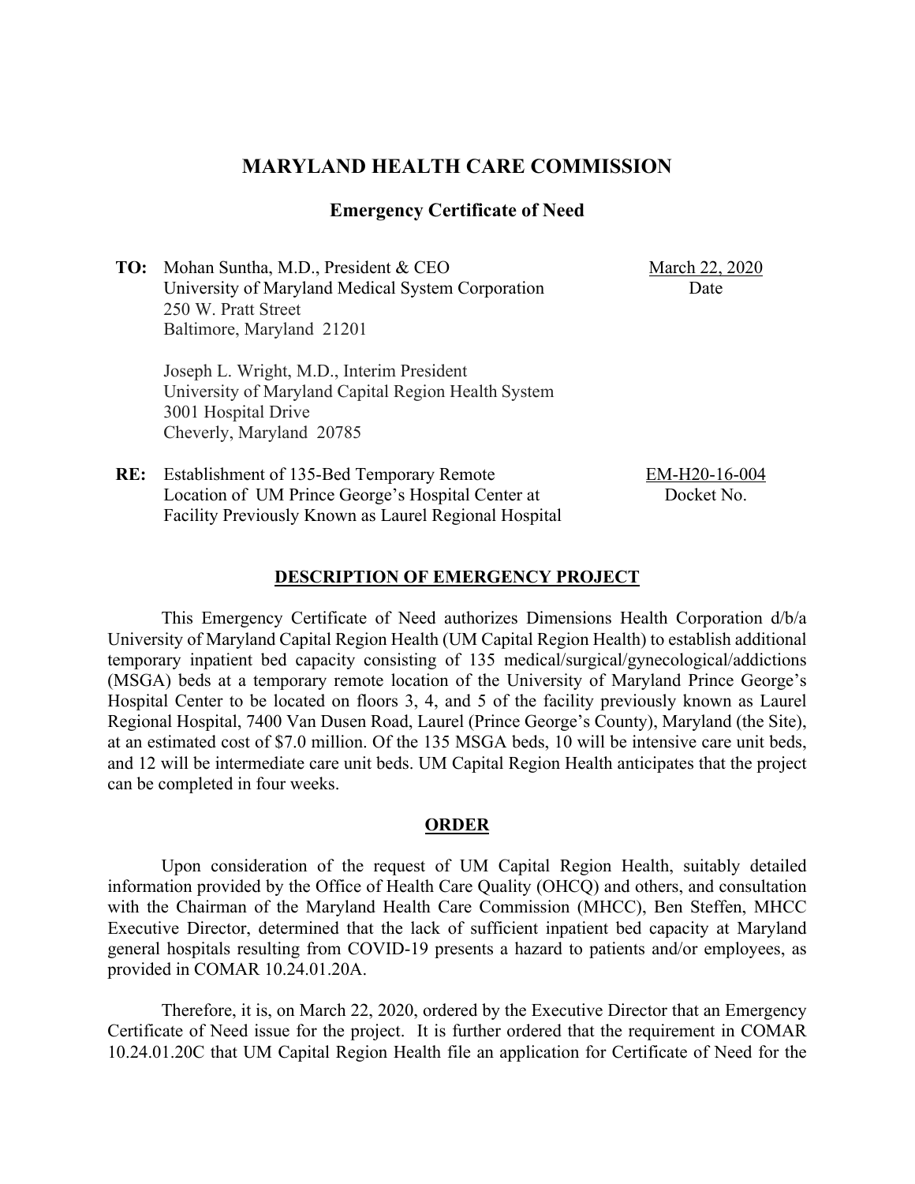# MARYLAND HEALTH CARE COMMISSION

## Emergency Certificate of Need

**TO:** Mohan Suntha, M.D., President & CEO
University of Maryland Medical System Corporation
250 W. Pratt Street
Baltimore, Maryland 21201

Joseph L. Wright, M.D., Interim President
University of Maryland Capital Region Health System
3001 Hospital Drive
Cheverly, Maryland 20785

March 22, 2020
Date

**RE:** Establishment of 135-Bed Temporary Remote Location of UM Prince George's Hospital Center at Facility Previously Known as Laurel Regional Hospital

EM-H20-16-004
Docket No.

### DESCRIPTION OF EMERGENCY PROJECT

This Emergency Certificate of Need authorizes Dimensions Health Corporation d/b/a University of Maryland Capital Region Health (UM Capital Region Health) to establish additional temporary inpatient bed capacity consisting of 135 medical/surgical/gynecological/addictions (MSGA) beds at a temporary remote location of the University of Maryland Prince George's Hospital Center to be located on floors 3, 4, and 5 of the facility previously known as Laurel Regional Hospital, 7400 Van Dusen Road, Laurel (Prince George's County), Maryland (the Site), at an estimated cost of $7.0 million. Of the 135 MSGA beds, 10 will be intensive care unit beds, and 12 will be intermediate care unit beds. UM Capital Region Health anticipates that the project can be completed in four weeks.

### ORDER

Upon consideration of the request of UM Capital Region Health, suitably detailed information provided by the Office of Health Care Quality (OHCQ) and others, and consultation with the Chairman of the Maryland Health Care Commission (MHCC), Ben Steffen, MHCC Executive Director, determined that the lack of sufficient inpatient bed capacity at Maryland general hospitals resulting from COVID-19 presents a hazard to patients and/or employees, as provided in COMAR 10.24.01.20A.

Therefore, it is, on March 22, 2020, ordered by the Executive Director that an Emergency Certificate of Need issue for the project. It is further ordered that the requirement in COMAR 10.24.01.20C that UM Capital Region Health file an application for Certificate of Need for the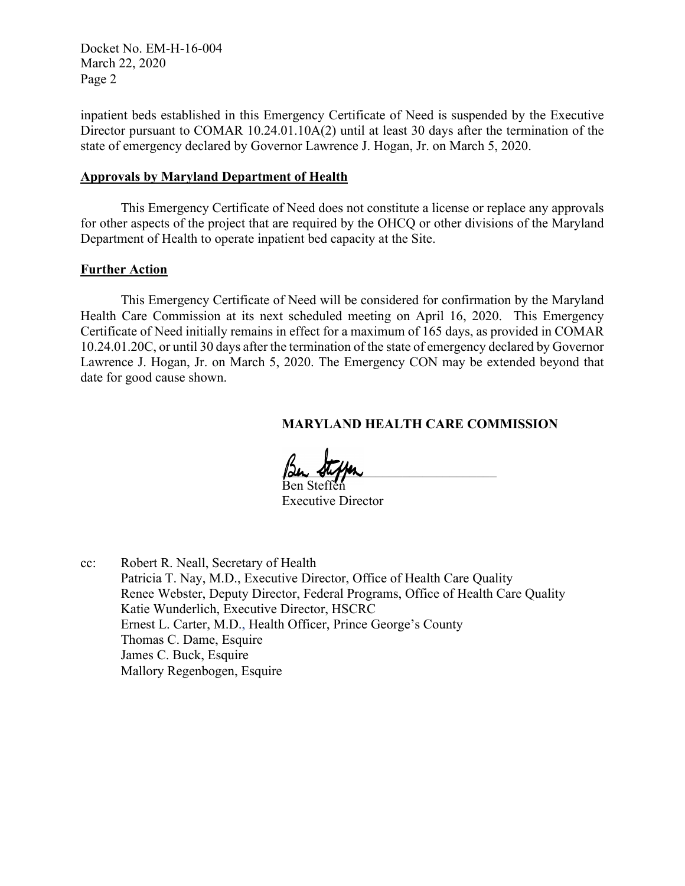inpatient beds established in this Emergency Certificate of Need is suspended by the Executive Director pursuant to COMAR 10.24.01.10A(2) until at least 30 days after the termination of the state of emergency declared by Governor Lawrence J. Hogan, Jr. on March 5, 2020.

**Approvals by Maryland Department of Health**

This Emergency Certificate of Need does not constitute a license or replace any approvals for other aspects of the project that are required by the OHCQ or other divisions of the Maryland Department of Health to operate inpatient bed capacity at the Site.

**Further Action**

This Emergency Certificate of Need will be considered for confirmation by the Maryland Health Care Commission at its next scheduled meeting on April 16, 2020. This Emergency Certificate of Need initially remains in effect for a maximum of 165 days, as provided in COMAR 10.24.01.20C, or until 30 days after the termination of the state of emergency declared by Governor Lawrence J. Hogan, Jr. on March 5, 2020. The Emergency CON may be extended beyond that date for good cause shown.

**MARYLAND HEALTH CARE COMMISSION**

Ben Steffen
Executive Director

cc: Robert R. Neall, Secretary of Health
Patricia T. Nay, M.D., Executive Director, Office of Health Care Quality
Renee Webster, Deputy Director, Federal Programs, Office of Health Care Quality
Katie Wunderlich, Executive Director, HSCRC
Ernest L. Carter, M.D., Health Officer, Prince George's County
Thomas C. Dame, Esquire
James C. Buck, Esquire
Mallory Regenbogen, Esquire